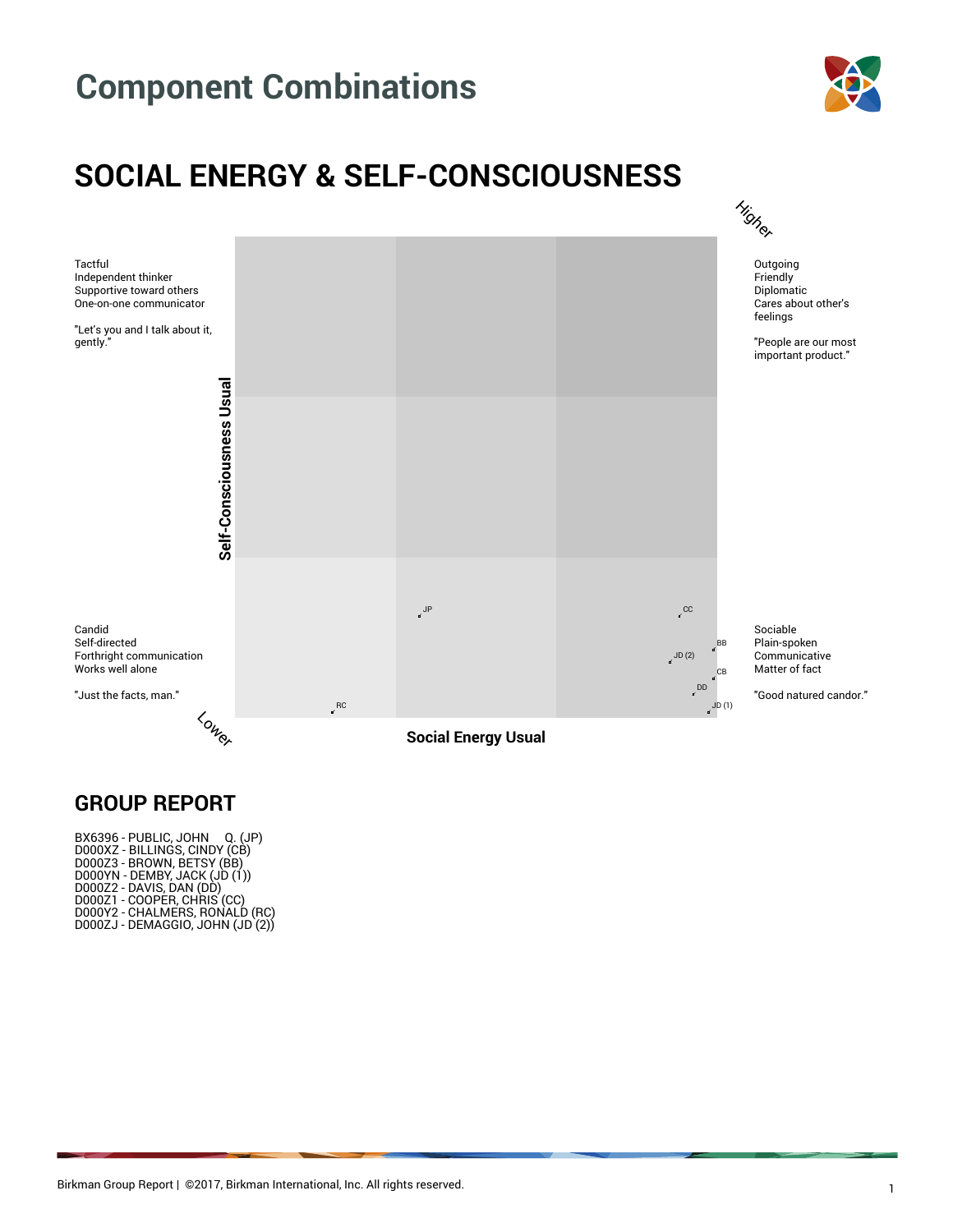# Component Combinations

## SOCIAL ENERGY & SELF-CONSCIOUSNESS

Higher

Tactful
Independent thinker
Supportive toward others
One-on-one communicator

"Let's you and I talk about it, gently."

Outgoing
Friendly
Diplomatic
Cares about other's feelings

"People are our most important product."

Self-Consciousness Usual

JP
CC
BB
JD (2)
CB
DD
JD (1)
RC

Candid
Self-directed
Forthright communication
Works well alone

"Just the facts, man."

Sociable
Plain-spoken
Communicative
Matter of fact

"Good natured candor."

Lower

Social Energy Usual

## GROUP REPORT

BX6396 - PUBLIC, JOHN Q. (JP)
D000XZ - BILLINGS, CINDY (CB)
D000Z3 - BROWN, BETSY (BB)
D000YN - DEMBY, JACK (JD (1))
D000Z2 - DAVIS, DAN (DD)
D000Z1 - COOPER, CHRIS (CC)
D000Y2 - CHALMERS, RONALD (RC)
D000ZJ - DEMAGGIO, JOHN (JD (2))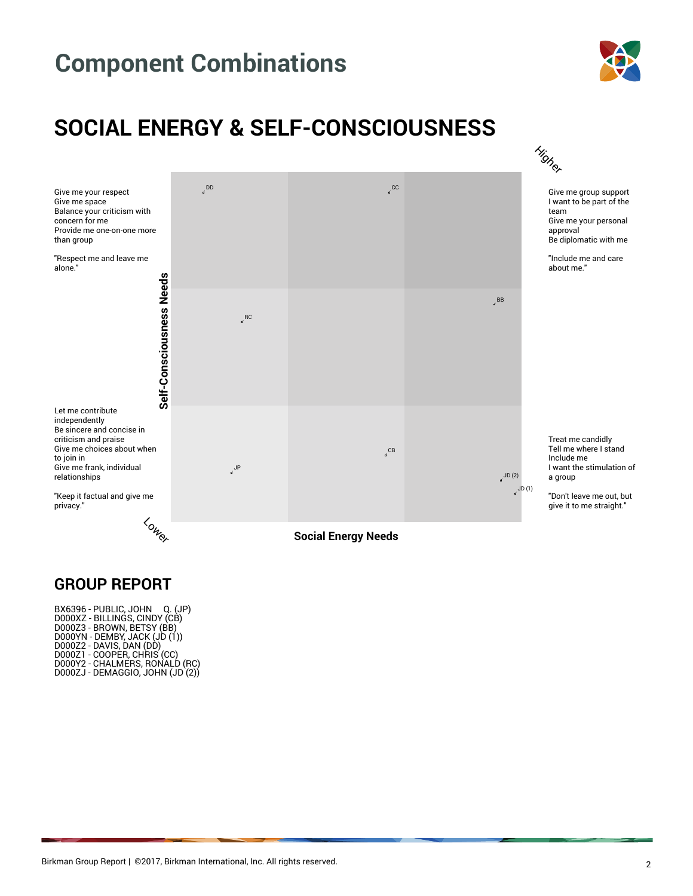# Component Combinations

## SOCIAL ENERGY & SELF-CONSCIOUSNESS

Higher

Give me your respect
Give me space
Balance your criticism with concern for me
Provide me one-on-one more than group

"Respect me and leave me alone."

Give me group support
I want to be part of the team
Give me your personal approval
Be diplomatic with me

"Include me and care about me."

Self-Consciousness Needs

DD CC BB RC CB JP JD (2) JD (1)

Let me contribute independently
Be sincere and concise in criticism and praise
Give me choices about when to join in
Give me frank, individual relationships

"Keep it factual and give me privacy."

Treat me candidly
Tell me where I stand
Include me
I want the stimulation of a group

"Don't leave me out, but give it to me straight."

Lower

Social Energy Needs

## GROUP REPORT

BX6396 - PUBLIC, JOHN Q. (JP)
D000XZ - BILLINGS, CINDY (CB)
D000Z3 - BROWN, BETSY (BB)
D000YN - DEMBY, JACK (JD (1))
D000Z2 - DAVIS, DAN (DD)
D000Z1 - COOPER, CHRIS (CC)
D000Y2 - CHALMERS, RONALD (RC)
D000ZJ - DEMAGGIO, JOHN (JD (2))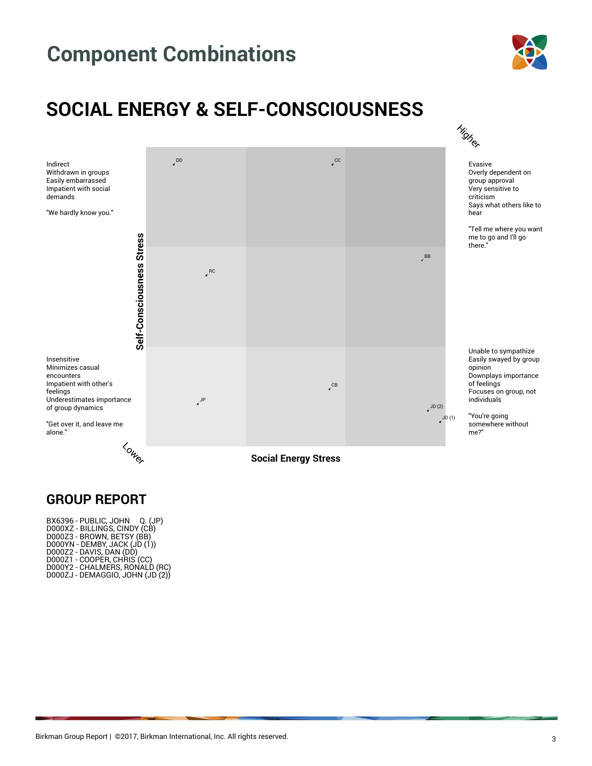# Component Combinations

## SOCIAL ENERGY & SELF-CONSCIOUSNESS

Higher

Indirect
Withdrawn in groups
Easily embarrassed
Impatient with social demands

"We hardly know you."

Evasive
Overly dependent on group approval
Very sensitive to criticism
Says what others like to hear

"Tell me where you want me to go and I'll go there."

DD CC

BB

RC

Self-Consciousness Stress

Insensitive
Minimizes casual encounters
Impatient with other's feelings
Underestimates importance of group dynamics

"Get over it, and leave me alone."

Unable to sympathize
Easily swayed by group opinion
Downplays importance of feelings
Focuses on group, not individuals

"You're going somewhere without me?"

CB

JP

JD (2)

JD (1)

Lower

Social Energy Stress

## GROUP REPORT

BX6396 - PUBLIC, JOHN Q. (JP)
D000XZ - BILLINGS, CINDY (CB)
D000Z3 - BROWN, BETSY (BB)
D000YN - DEMBY, JACK (JD (1))
D000Z2 - DAVIS, DAN (DD)
D000Z1 - COOPER, CHRIS (CC)
D000Y2 - CHALMERS, RONALD (RC)
D000ZJ - DEMAGGIO, JOHN (JD (2))

Birkman Group Report | ©2017, Birkman International, Inc. All rights reserved.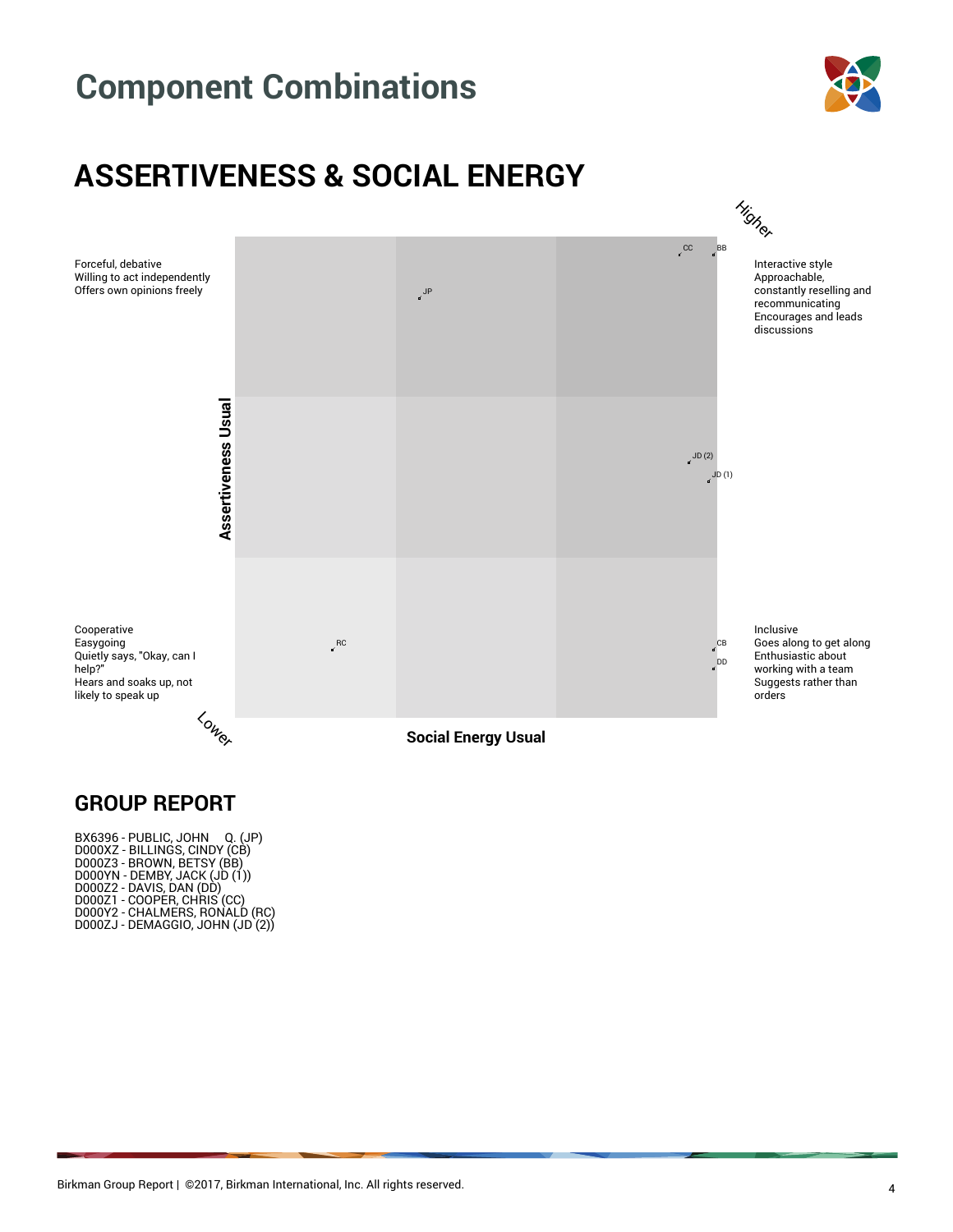# Component Combinations

## ASSERTIVENESS & SOCIAL ENERGY

Higher

Forceful, debative
Willing to act independently
Offers own opinions freely

Interactive style
Approachable, constantly reselling and recommunicating
Encourages and leads discussions

Assertiveness Usual

CC BB JP JD (2) JD (1) RC CB DD

Cooperative
Easygoing
Quietly says, "Okay, can I help?"
Hears and soaks up, not likely to speak up

Inclusive
Goes along to get along
Enthusiastic about working with a team
Suggests rather than orders

Lower

Social Energy Usual

## GROUP REPORT

BX6396 - PUBLIC, JOHN Q. (JP)
D000XZ - BILLINGS, CINDY (CB)
D000Z3 - BROWN, BETSY (BB)
D000YN - DEMBY, JACK (JD (1))
D000Z2 - DAVIS, DAN (DD)
D000Z1 - COOPER, CHRIS (CC)
D000Y2 - CHALMERS, RONALD (RC)
D000ZJ - DEMAGGIO, JOHN (JD (2))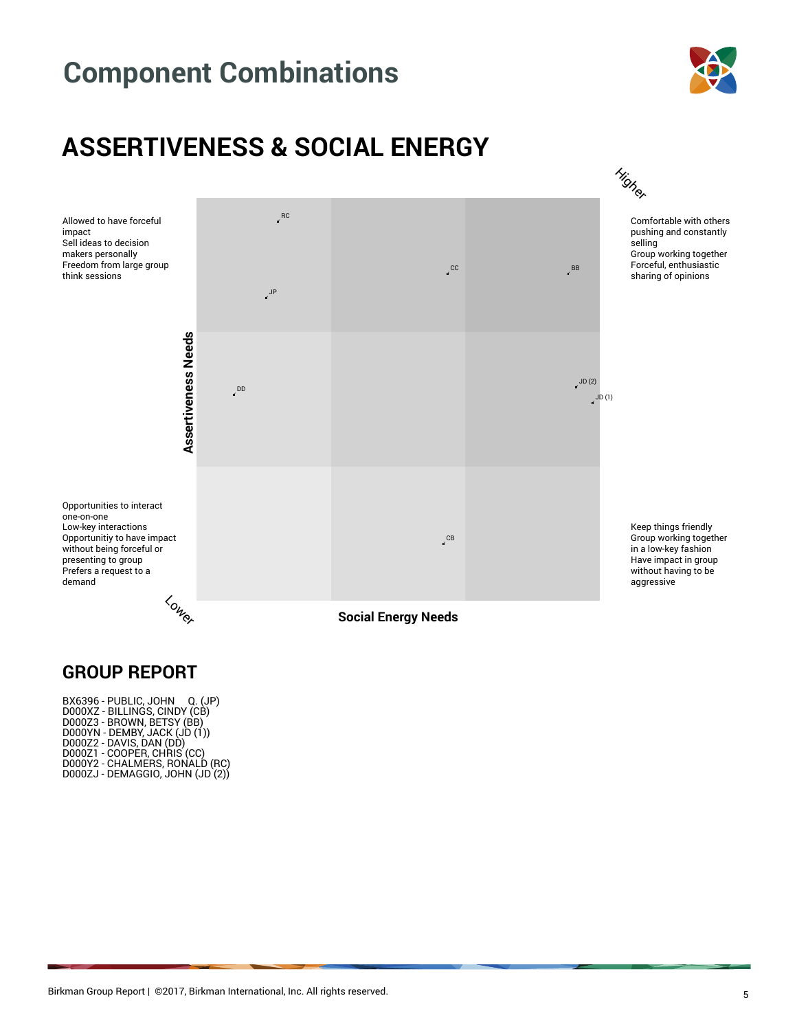# Component Combinations

## ASSERTIVENESS & SOCIAL ENERGY

Higher

Allowed to have forceful impact
Sell ideas to decision makers personally
Freedom from large group think sessions

Comfortable with others pushing and constantly selling
Group working together
Forceful, enthusiastic sharing of opinions

RC

CC

BB

JP

Assertiveness Needs

DD

JD (2)

JD (1)

Opportunities to interact one-on-one
Low-key interactions
Opportunitiy to have impact without being forceful or presenting to group
Prefers a request to a demand

CB

Keep things friendly
Group working together in a low-key fashion
Have impact in group without having to be aggressive

Lower

Social Energy Needs

## GROUP REPORT

BX6396 - PUBLIC, JOHN Q. (JP)
D000XZ - BILLINGS, CINDY (CB)
D000Z3 - BROWN, BETSY (BB)
D000YN - DEMBY, JACK (JD (1))
D000Z2 - DAVIS, DAN (DD)
D000Z1 - COOPER, CHRIS (CC)
D000Y2 - CHALMERS, RONALD (RC)
D000ZJ - DEMAGGIO, JOHN (JD (2))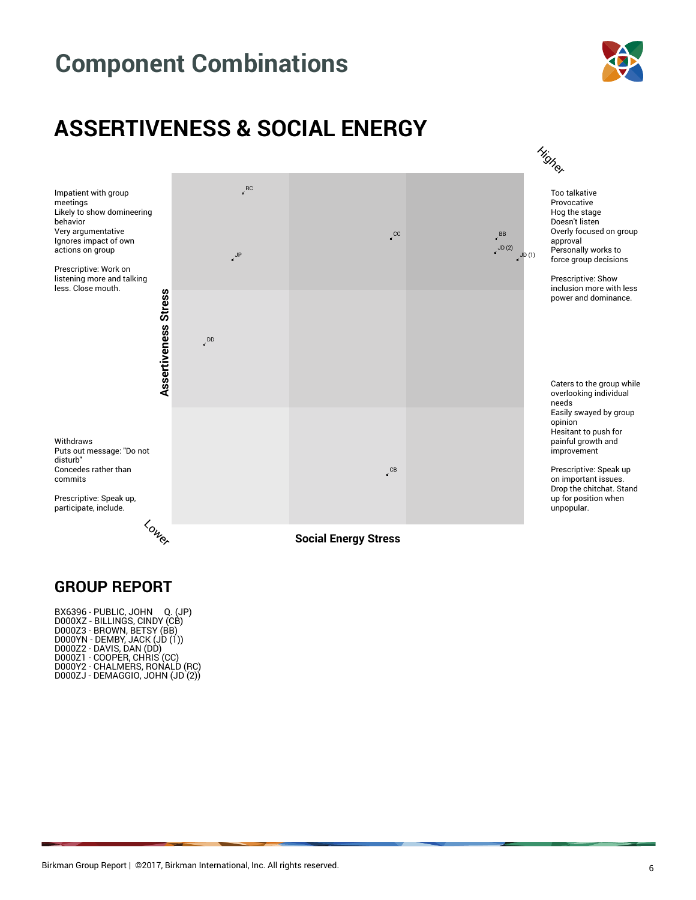# Component Combinations

## ASSERTIVENESS & SOCIAL ENERGY

Higher

Impatient with group meetings
Likely to show domineering behavior
Very argumentative
Ignores impact of own actions on group

Prescriptive: Work on listening more and talking less. Close mouth.

Too talkative
Provocative
Hog the stage
Doesn't listen
Overly focused on group approval
Personally works to force group decisions

Prescriptive: Show inclusion more with less power and dominance.

RC
CC
BB
JD (2)
JD (1)
JP
DD
CB

Assertiveness Stress

Caters to the group while overlooking individual needs
Easily swayed by group opinion
Hesitant to push for painful growth and improvement

Prescriptive: Speak up on important issues. Drop the chitchat. Stand up for position when unpopular.

Withdraws
Puts out message: "Do not disturb"
Concedes rather than commits

Prescriptive: Speak up, participate, include.

Lower

Social Energy Stress

## GROUP REPORT

BX6396 - PUBLIC, JOHN Q. (JP)
D000XZ - BILLINGS, CINDY (CB)
D000Z3 - BROWN, BETSY (BB)
D000YN - DEMBY, JACK (JD (1))
D000Z2 - DAVIS, DAN (DD)
D000Z1 - COOPER, CHRIS (CC)
D000Y2 - CHALMERS, RONALD (RC)
D000ZJ - DEMAGGIO, JOHN (JD (2))

Birkman Group Report | ©2017, Birkman International, Inc. All rights reserved.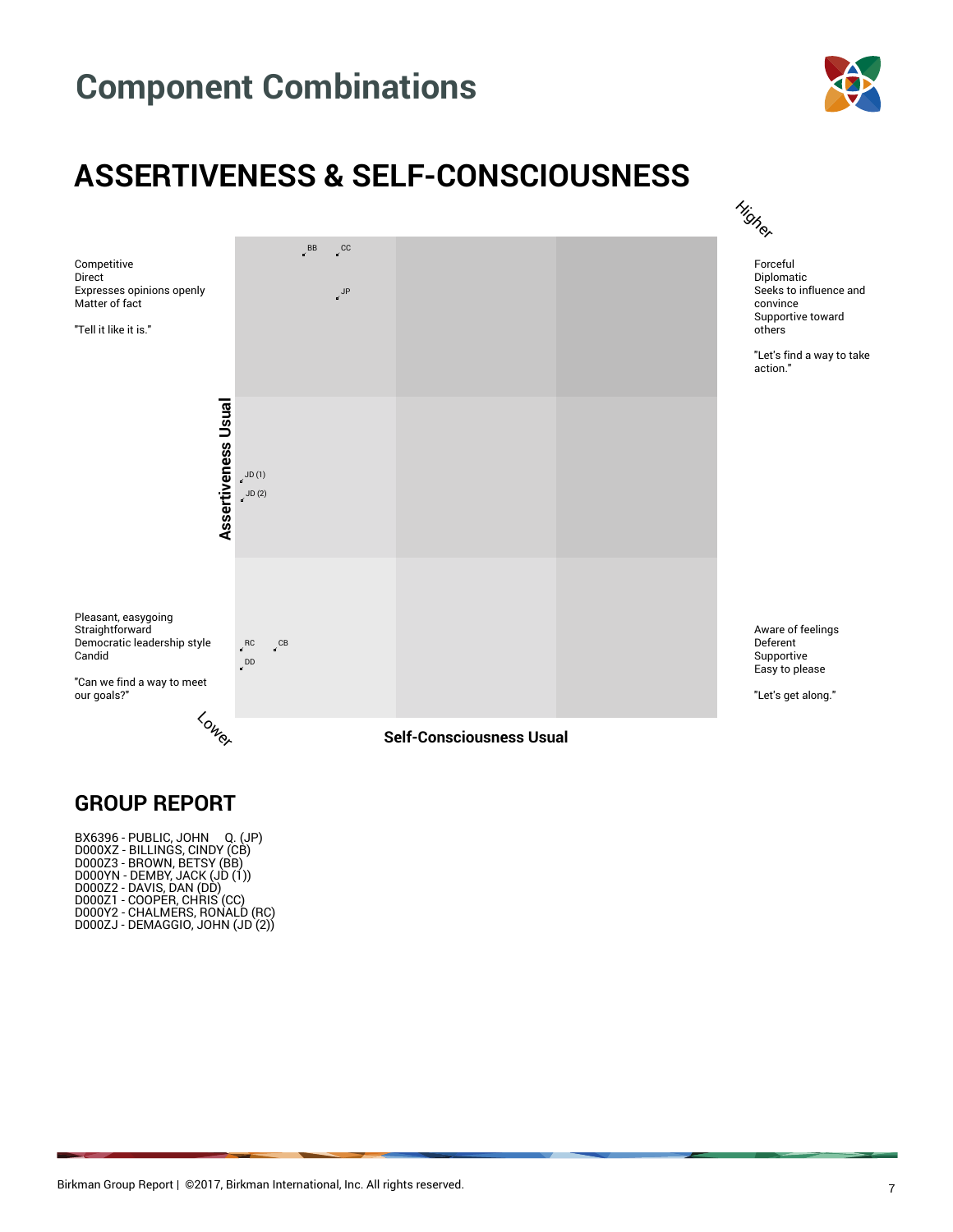# Component Combinations

## ASSERTIVENESS & SELF-CONSCIOUSNESS

Higher

Competitive
Direct
Expresses opinions openly
Matter of fact

"Tell it like it is."

BB CC

JP

Forceful
Diplomatic
Seeks to influence and convince
Supportive toward others

"Let's find a way to take action."

Assertiveness Usual

JD (1)
JD (2)

Pleasant, easygoing
Straightforward
Democratic leadership style
Candid

"Can we find a way to meet our goals?"

RC CB
DD

Aware of feelings
Deferent
Supportive
Easy to please

"Let's get along."

Lower

Self-Consciousness Usual

## GROUP REPORT

BX6396 - PUBLIC, JOHN Q. (JP)
D000XZ - BILLINGS, CINDY (CB)
D000Z3 - BROWN, BETSY (BB)
D000YN - DEMBY, JACK (JD (1))
D000Z2 - DAVIS, DAN (DD)
D000Z1 - COOPER, CHRIS (CC)
D000Y2 - CHALMERS, RONALD (RC)
D000ZJ - DEMAGGIO, JOHN (JD (2))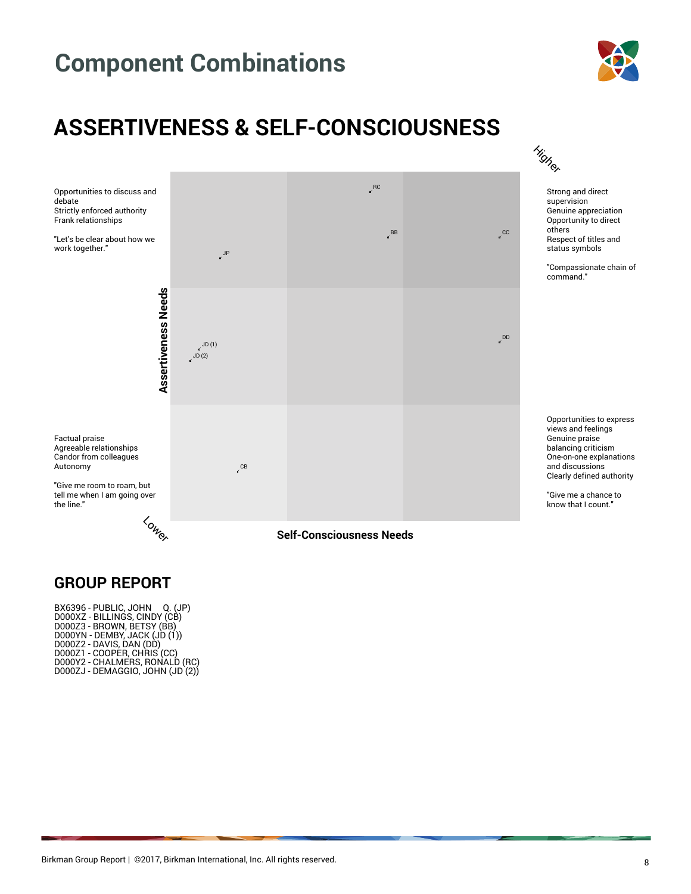# Component Combinations

## ASSERTIVENESS & SELF-CONSCIOUSNESS

Higher

Opportunities to discuss and debate
Strictly enforced authority
Frank relationships

"Let's be clear about how we work together."

Strong and direct supervision
Genuine appreciation
Opportunity to direct others
Respect of titles and status symbols

"Compassionate chain of command."

RC

BB

CC

JP

Assertiveness Needs

JD (1)

JD (2)

DD

Factual praise
Agreeable relationships
Candor from colleagues
Autonomy

"Give me room to roam, but tell me when I am going over the line."

CB

Opportunities to express views and feelings
Genuine praise balancing criticism
One-on-one explanations and discussions
Clearly defined authority

"Give me a chance to know that I count."

Lower

Self-Consciousness Needs

## GROUP REPORT

BX6396 - PUBLIC, JOHN Q. (JP)
D000XZ - BILLINGS, CINDY (CB)
D000Z3 - BROWN, BETSY (BB)
D000YN - DEMBY, JACK (JD (1))
D000Z2 - DAVIS, DAN (DD)
D000Z1 - COOPER, CHRIS (CC)
D000Y2 - CHALMERS, RONALD (RC)
D000ZJ - DEMAGGIO, JOHN (JD (2))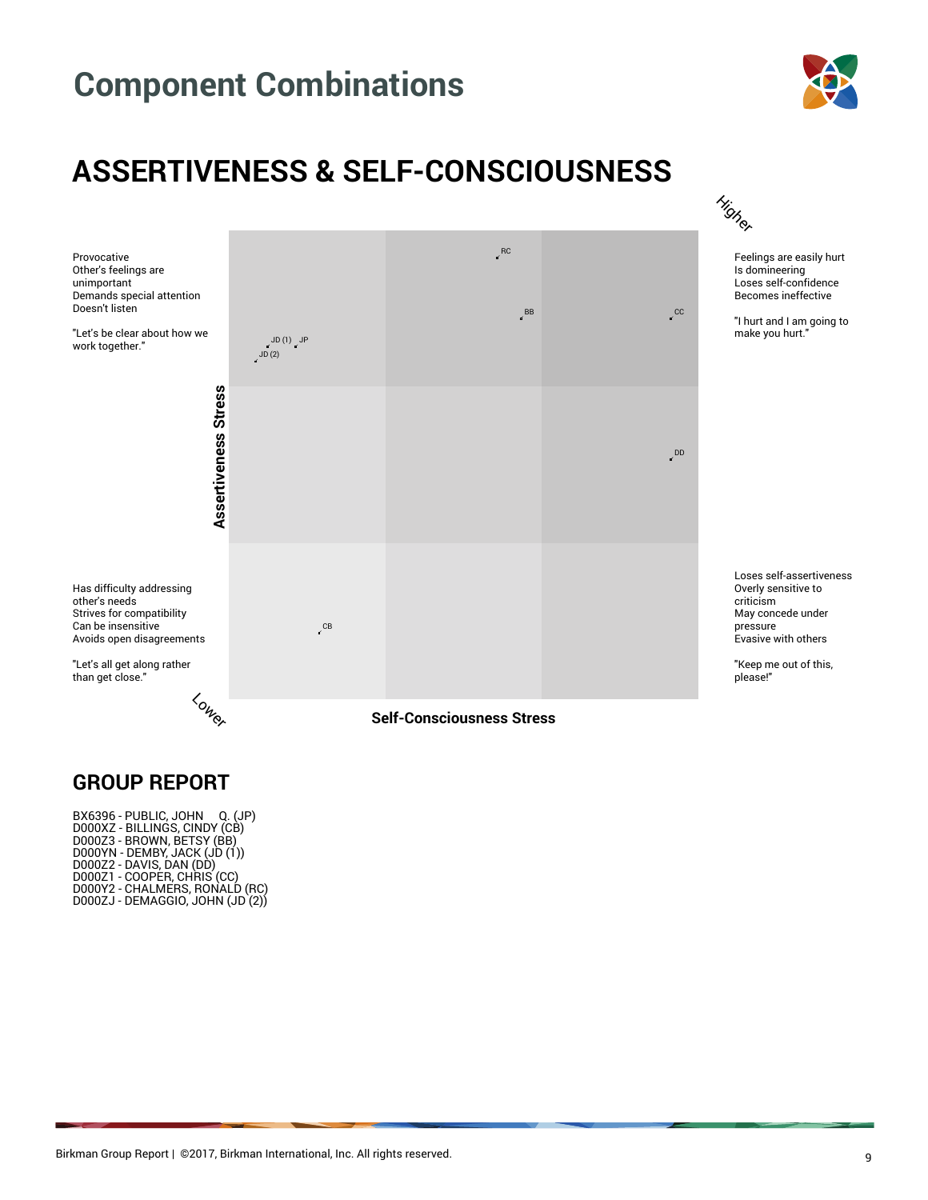# Component Combinations

## ASSERTIVENESS & SELF-CONSCIOUSNESS

Higher

Provocative
Other's feelings are unimportant
Demands special attention
Doesn't listen

"Let's be clear about how we work together."

Feelings are easily hurt
Is domineering
Loses self-confidence
Becomes ineffective

"I hurt and I am going to make you hurt."

Assertiveness Stress

RC
BB
CC
JD (1)
JP
JD (2)
DD
CB

Has difficulty addressing other's needs
Strives for compatibility
Can be insensitive
Avoids open disagreements

"Let's all get along rather than get close."

Loses self-assertiveness
Overly sensitive to criticism
May concede under pressure
Evasive with others

"Keep me out of this, please!"

Lower

Self-Consciousness Stress

## GROUP REPORT

BX6396 - PUBLIC, JOHN Q. (JP)
D000XZ - BILLINGS, CINDY (CB)
D000Z3 - BROWN, BETSY (BB)
D000YN - DEMBY, JACK (JD (1))
D000Z2 - DAVIS, DAN (DD)
D000Z1 - COOPER, CHRIS (CC)
D000Y2 - CHALMERS, RONALD (RC)
D000ZJ - DEMAGGIO, JOHN (JD (2))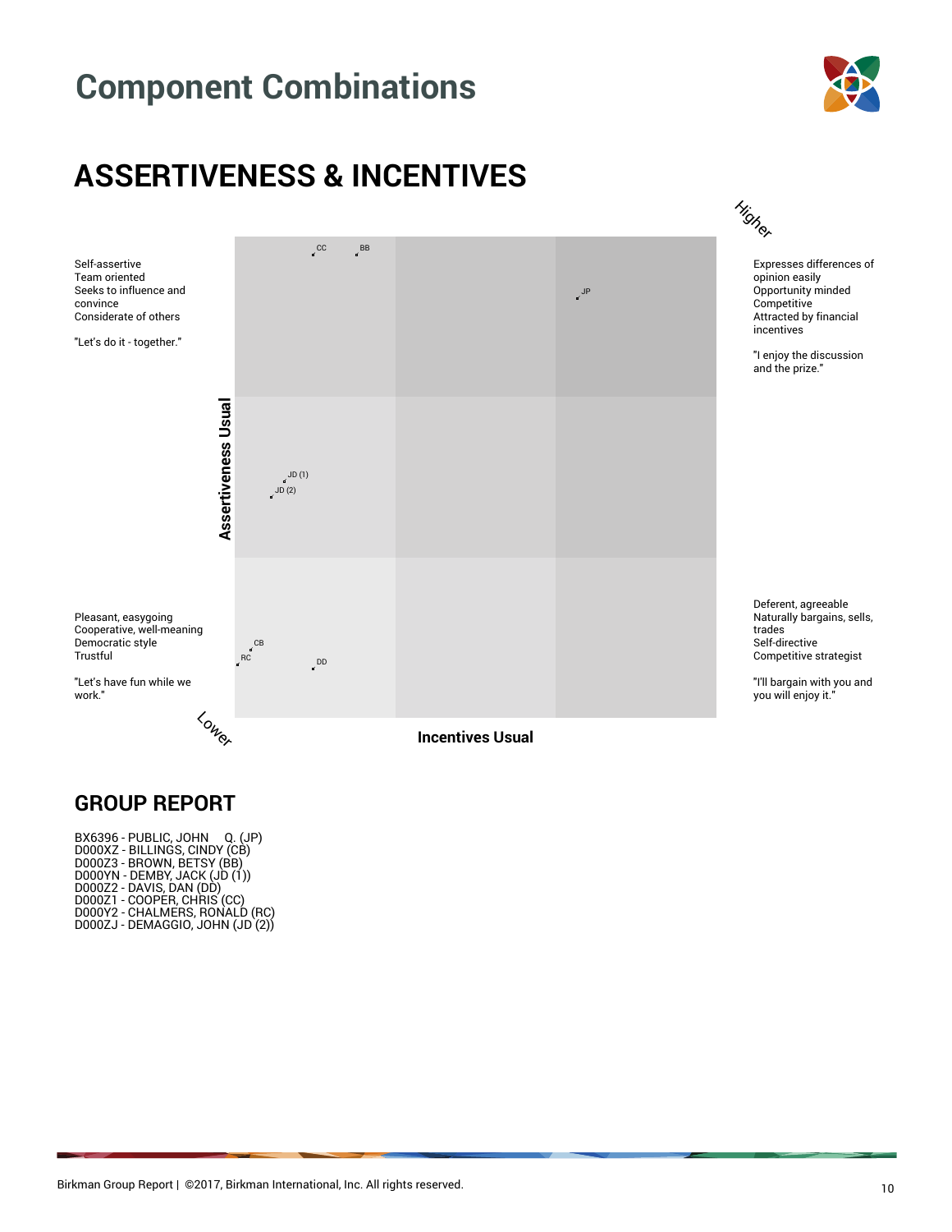# Component Combinations

## ASSERTIVENESS & INCENTIVES

Higher

Self-assertive
Team oriented
Seeks to influence and convince
Considerate of others

"Let's do it - together."

Expresses differences of opinion easily
Opportunity minded
Competitive
Attracted by financial incentives

"I enjoy the discussion and the prize."

CC BB JP

JD (1)
JD (2)

CB
RC DD

Assertiveness Usual

Pleasant, easygoing
Cooperative, well-meaning
Democratic style
Trustful

"Let's have fun while we work."

Deferent, agreeable
Naturally bargains, sells, trades
Self-directive
Competitive strategist

"I'll bargain with you and you will enjoy it."

Lower

Incentives Usual

## GROUP REPORT

BX6396 - PUBLIC, JOHN Q. (JP)
D000XZ - BILLINGS, CINDY (CB)
D000Z3 - BROWN, BETSY (BB)
D000YN - DEMBY, JACK (JD (1))
D000Z2 - DAVIS, DAN (DD)
D000Z1 - COOPER, CHRIS (CC)
D000Y2 - CHALMERS, RONALD (RC)
D000ZJ - DEMAGGIO, JOHN (JD (2))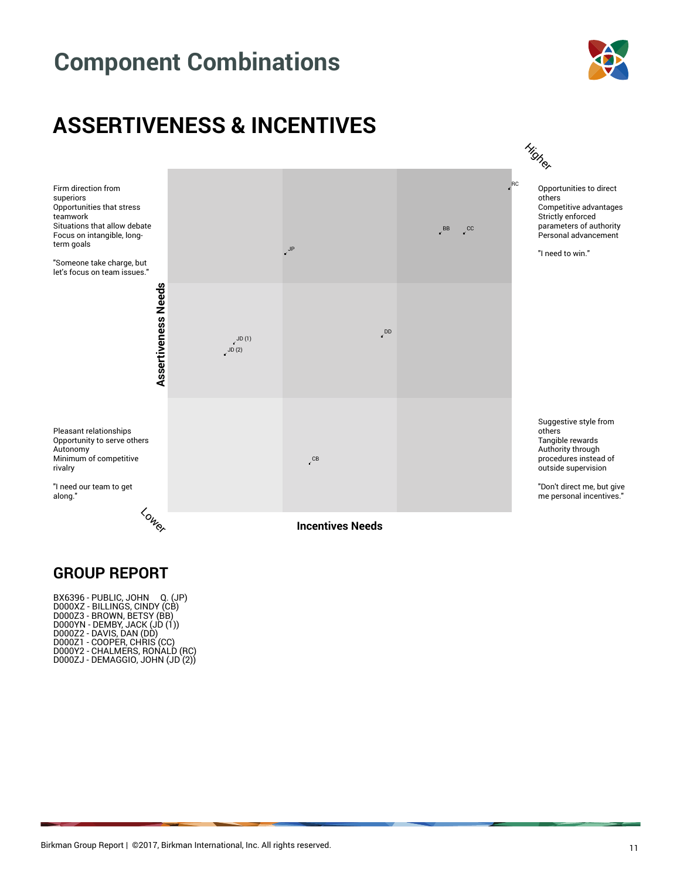# Component Combinations

## ASSERTIVENESS & INCENTIVES

Higher

Firm direction from superiors
Opportunities that stress teamwork
Situations that allow debate
Focus on intangible, long-term goals

"Someone take charge, but let's focus on team issues."

Opportunities to direct others
Competitive advantages
Strictly enforced parameters of authority
Personal advancement

"I need to win."

Assertiveness Needs

RC
BB
CC
JP
DD
JD (1)
JD (2)
CB

Pleasant relationships
Opportunity to serve others
Autonomy
Minimum of competitive rivalry

"I need our team to get along."

Suggestive style from others
Tangible rewards
Authority through procedures instead of outside supervision

"Don't direct me, but give me personal incentives."

Lower

Incentives Needs

## GROUP REPORT

BX6396 - PUBLIC, JOHN Q. (JP)
D000XZ - BILLINGS, CINDY (CB)
D000Z3 - BROWN, BETSY (BB)
D000YN - DEMBY, JACK (JD (1))
D000Z2 - DAVIS, DAN (DD)
D000Z1 - COOPER, CHRIS (CC)
D000Y2 - CHALMERS, RONALD (RC)
D000ZJ - DEMAGGIO, JOHN (JD (2))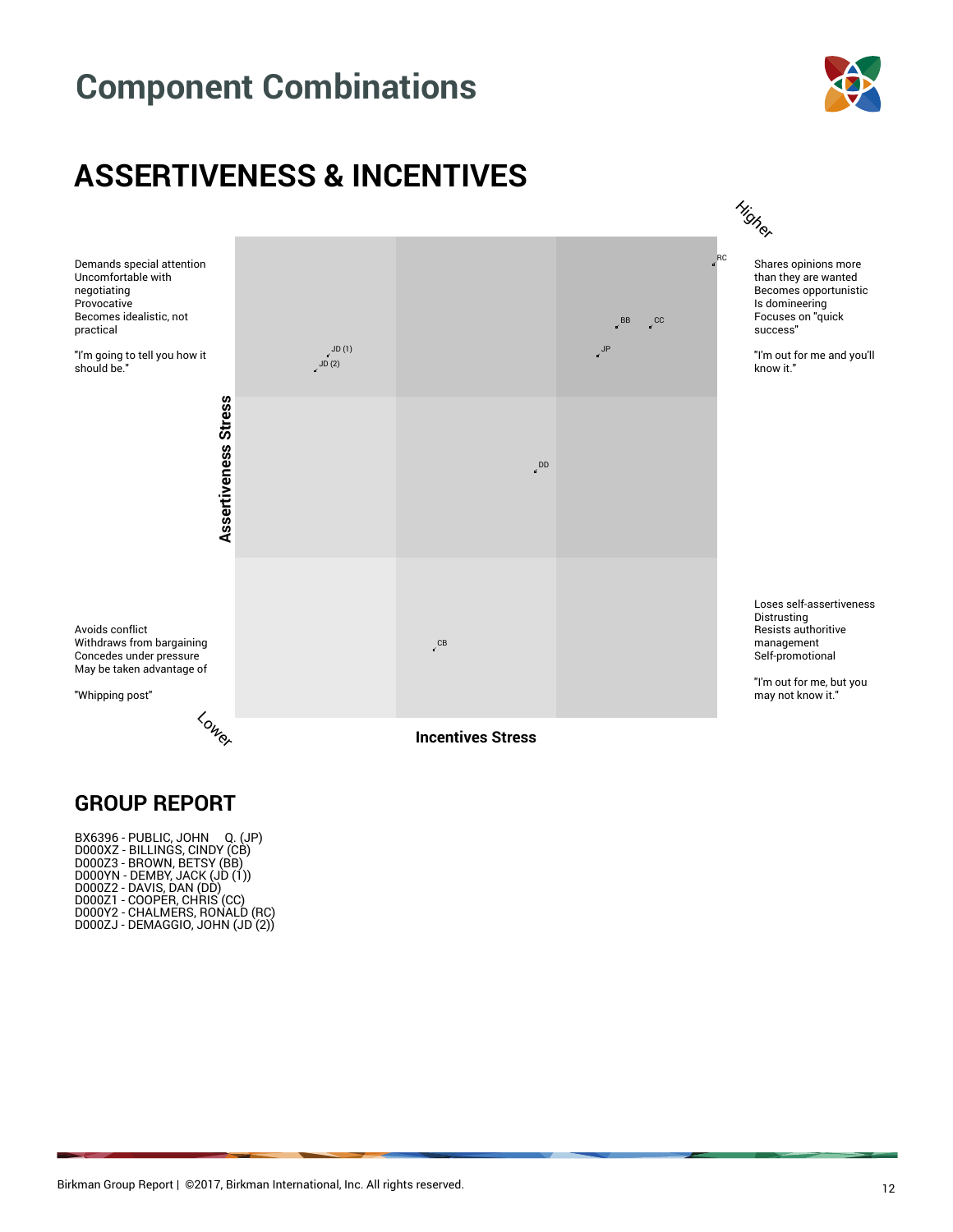# Component Combinations

## ASSERTIVENESS & INCENTIVES

Higher

Demands special attention
Uncomfortable with negotiating
Provocative
Becomes idealistic, not practical

"I'm going to tell you how it should be."

Shares opinions more than they are wanted
Becomes opportunistic
Is domineering
Focuses on "quick success"

"I'm out for me and you'll know it."

Avoids conflict
Withdraws from bargaining
Concedes under pressure
May be taken advantage of

"Whipping post"

Loses self-assertiveness
Distrusting
Resists authoritive management
Self-promotional

"I'm out for me, but you may not know it."

Lower

Assertiveness Stress

Incentives Stress

RC
BB
CC
JP
JD (1)
JD (2)
DD
CB

## GROUP REPORT

BX6396 - PUBLIC, JOHN Q. (JP)
D000XZ - BILLINGS, CINDY (CB)
D000Z3 - BROWN, BETSY (BB)
D000YN - DEMBY, JACK (JD (1))
D000Z2 - DAVIS, DAN (DD)
D000Z1 - COOPER, CHRIS (CC)
D000Y2 - CHALMERS, RONALD (RC)
D000ZJ - DEMAGGIO, JOHN (JD (2))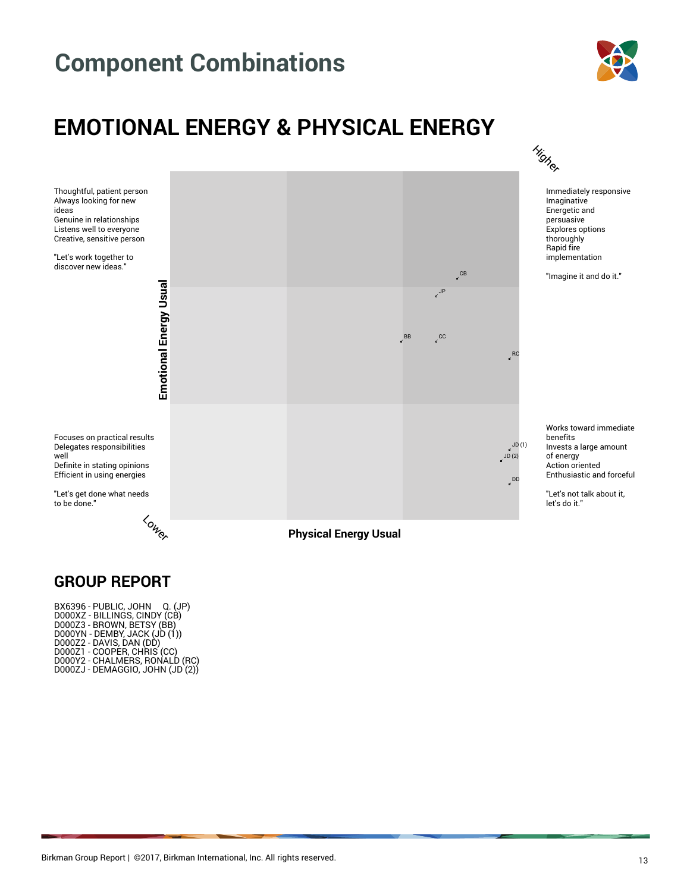# Component Combinations

## EMOTIONAL ENERGY & PHYSICAL ENERGY

Higher

Thoughtful, patient person
Always looking for new ideas
Genuine in relationships
Listens well to everyone
Creative, sensitive person

"Let's work together to discover new ideas."

Immediately responsive
Imaginative
Energetic and persuasive
Explores options thoroughly
Rapid fire implementation

"Imagine it and do it."

Emotional Energy Usual

CB

JP

BB

CC

RC

JD (1)

JD (2)

DD

Focuses on practical results
Delegates responsibilities well
Definite in stating opinions
Efficient in using energies

"Let's get done what needs to be done."

Works toward immediate benefits
Invests a large amount of energy
Action oriented
Enthusiastic and forceful

"Let's not talk about it, let's do it."

Lower

Physical Energy Usual

## GROUP REPORT

BX6396 - PUBLIC, JOHN Q. (JP)
D000XZ - BILLINGS, CINDY (CB)
D000Z3 - BROWN, BETSY (BB)
D000YN - DEMBY, JACK (JD (1))
D000Z2 - DAVIS, DAN (DD)
D000Z1 - COOPER, CHRIS (CC)
D000Y2 - CHALMERS, RONALD (RC)
D000ZJ - DEMAGGIO, JOHN (JD (2))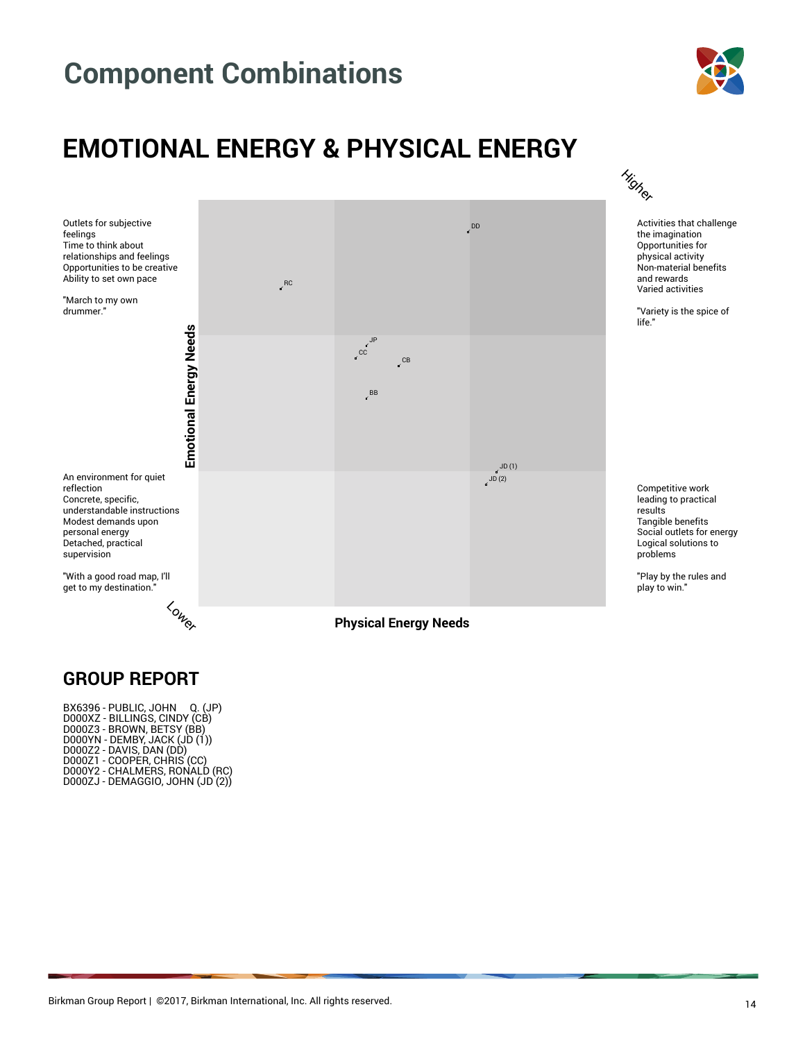# Component Combinations

## EMOTIONAL ENERGY & PHYSICAL ENERGY

Higher

Outlets for subjective feelings
Time to think about relationships and feelings
Opportunities to be creative
Ability to set own pace

"March to my own drummer."

Activities that challenge the imagination
Opportunities for physical activity
Non-material benefits and rewards
Varied activities

"Variety is the spice of life."

Emotional Energy Needs

DD

RC

JP

CC

CB

BB

JD (1)

JD (2)

An environment for quiet reflection
Concrete, specific, understandable instructions
Modest demands upon personal energy
Detached, practical supervision

"With a good road map, I'll get to my destination."

Competitive work leading to practical results
Tangible benefits
Social outlets for energy
Logical solutions to problems

"Play by the rules and play to win."

Lower

Physical Energy Needs

## GROUP REPORT

BX6396 - PUBLIC, JOHN Q. (JP)
D000XZ - BILLINGS, CINDY (CB)
D000Z3 - BROWN, BETSY (BB)
D000YN - DEMBY, JACK (JD (1))
D000Z2 - DAVIS, DAN (DD)
D000Z1 - COOPER, CHRIS (CC)
D000Y2 - CHALMERS, RONALD (RC)
D000ZJ - DEMAGGIO, JOHN (JD (2))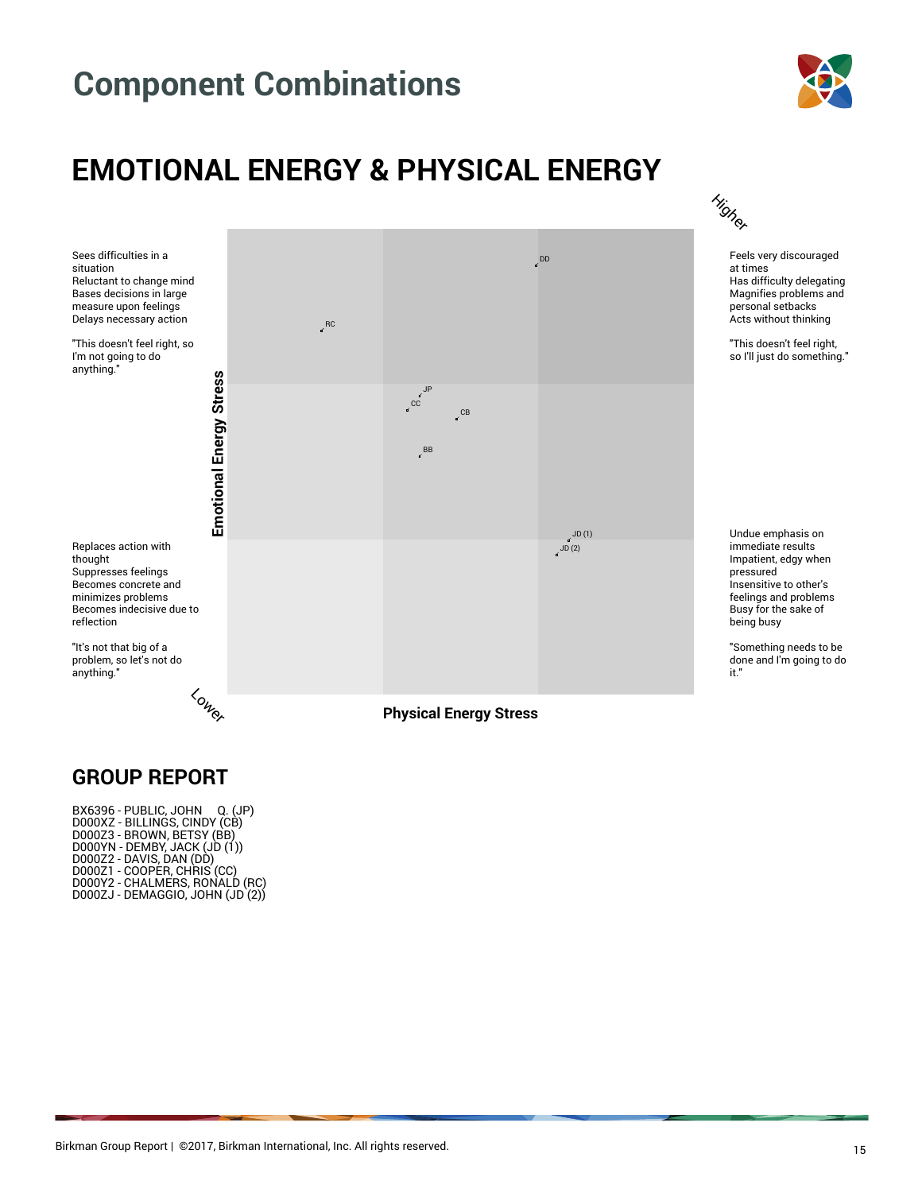# Component Combinations

## EMOTIONAL ENERGY & PHYSICAL ENERGY

Higher

Sees difficulties in a situation
Reluctant to change mind
Bases decisions in large measure upon feelings
Delays necessary action

"This doesn't feel right, so I'm not going to do anything."

Feels very discouraged at times
Has difficulty delegating
Magnifies problems and personal setbacks
Acts without thinking

"This doesn't feel right, so I'll just do something."

Emotional Energy Stress

DD
RC
JP
CC
CB
BB
JD (1)
JD (2)

Replaces action with thought
Suppresses feelings
Becomes concrete and minimizes problems
Becomes indecisive due to reflection

"It's not that big of a problem, so let's not do anything."

Undue emphasis on immediate results
Impatient, edgy when pressured
Insensitive to other's feelings and problems
Busy for the sake of being busy

"Something needs to be done and I'm going to do it."

Lower

Physical Energy Stress

## GROUP REPORT

BX6396 - PUBLIC, JOHN Q. (JP)
D000XZ - BILLINGS, CINDY (CB)
D000Z3 - BROWN, BETSY (BB)
D000YN - DEMBY, JACK (JD (1))
D000Z2 - DAVIS, DAN (DD)
D000Z1 - COOPER, CHRIS (CC)
D000Y2 - CHALMERS, RONALD (RC)
D000ZJ - DEMAGGIO, JOHN (JD (2))